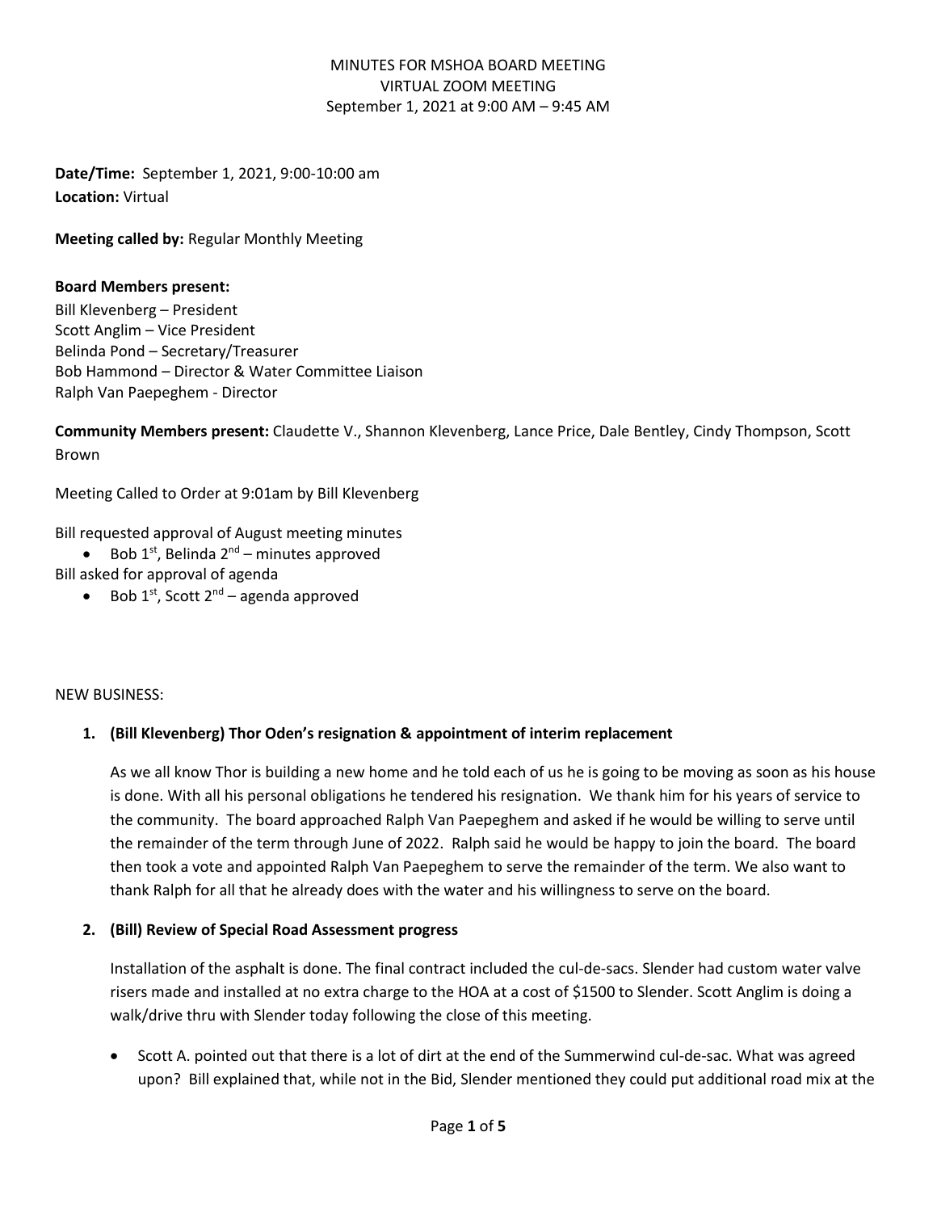MINUTES FOR MSHOA BOARD MEETING
VIRTUAL ZOOM MEETING
September 1, 2021 at 9:00 AM – 9:45 AM

**Date/Time:** September 1, 2021, 9:00-10:00 am
**Location:** Virtual

**Meeting called by:** Regular Monthly Meeting

**Board Members present:**
Bill Klevenberg – President
Scott Anglim – Vice President
Belinda Pond – Secretary/Treasurer
Bob Hammond – Director & Water Committee Liaison
Ralph Van Paepeghem - Director

**Community Members present:** Claudette V., Shannon Klevenberg, Lance Price, Dale Bentley, Cindy Thompson, Scott Brown

Meeting Called to Order at 9:01am by Bill Klevenberg

Bill requested approval of August meeting minutes

- Bob 1st, Belinda 2nd – minutes approved

Bill asked for approval of agenda

- Bob 1st, Scott 2nd – agenda approved

NEW BUSINESS:

1. **(Bill Klevenberg) Thor Oden's resignation & appointment of interim replacement**

   As we all know Thor is building a new home and he told each of us he is going to be moving as soon as his house is done. With all his personal obligations he tendered his resignation. We thank him for his years of service to the community. The board approached Ralph Van Paepeghem and asked if he would be willing to serve until the remainder of the term through June of 2022. Ralph said he would be happy to join the board. The board then took a vote and appointed Ralph Van Paepeghem to serve the remainder of the term. We also want to thank Ralph for all that he already does with the water and his willingness to serve on the board.

2. **(Bill) Review of Special Road Assessment progress**

   Installation of the asphalt is done. The final contract included the cul-de-sacs. Slender had custom water valve risers made and installed at no extra charge to the HOA at a cost of $1500 to Slender. Scott Anglim is doing a walk/drive thru with Slender today following the close of this meeting.

   - Scott A. pointed out that there is a lot of dirt at the end of the Summerwind cul-de-sac. What was agreed upon? Bill explained that, while not in the Bid, Slender mentioned they could put additional road mix at the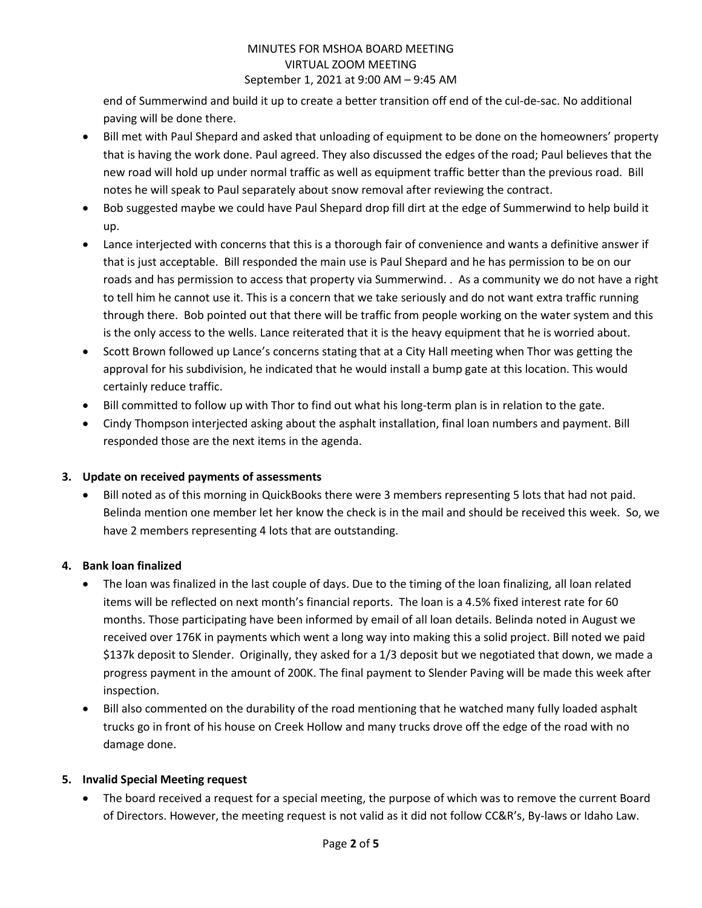end of Summerwind and build it up to create a better transition off end of the cul-de-sac. No additional paving will be done there.

- Bill met with Paul Shepard and asked that unloading of equipment to be done on the homeowners' property that is having the work done. Paul agreed. They also discussed the edges of the road; Paul believes that the new road will hold up under normal traffic as well as equipment traffic better than the previous road. Bill notes he will speak to Paul separately about snow removal after reviewing the contract.
- Bob suggested maybe we could have Paul Shepard drop fill dirt at the edge of Summerwind to help build it up.
- Lance interjected with concerns that this is a thorough fair of convenience and wants a definitive answer if that is just acceptable. Bill responded the main use is Paul Shepard and he has permission to be on our roads and has permission to access that property via Summerwind. . As a community we do not have a right to tell him he cannot use it. This is a concern that we take seriously and do not want extra traffic running through there. Bob pointed out that there will be traffic from people working on the water system and this is the only access to the wells. Lance reiterated that it is the heavy equipment that he is worried about.
- Scott Brown followed up Lance's concerns stating that at a City Hall meeting when Thor was getting the approval for his subdivision, he indicated that he would install a bump gate at this location. This would certainly reduce traffic.
- Bill committed to follow up with Thor to find out what his long-term plan is in relation to the gate.
- Cindy Thompson interjected asking about the asphalt installation, final loan numbers and payment. Bill responded those are the next items in the agenda.

**3. Update on received payments of assessments**

- Bill noted as of this morning in QuickBooks there were 3 members representing 5 lots that had not paid. Belinda mention one member let her know the check is in the mail and should be received this week. So, we have 2 members representing 4 lots that are outstanding.

**4. Bank loan finalized**

- The loan was finalized in the last couple of days. Due to the timing of the loan finalizing, all loan related items will be reflected on next month's financial reports. The loan is a 4.5% fixed interest rate for 60 months. Those participating have been informed by email of all loan details. Belinda noted in August we received over 176K in payments which went a long way into making this a solid project. Bill noted we paid \$137k deposit to Slender. Originally, they asked for a 1/3 deposit but we negotiated that down, we made a progress payment in the amount of 200K. The final payment to Slender Paving will be made this week after inspection.
- Bill also commented on the durability of the road mentioning that he watched many fully loaded asphalt trucks go in front of his house on Creek Hollow and many trucks drove off the edge of the road with no damage done.

**5. Invalid Special Meeting request**

- The board received a request for a special meeting, the purpose of which was to remove the current Board of Directors. However, the meeting request is not valid as it did not follow CC&R's, By-laws or Idaho Law.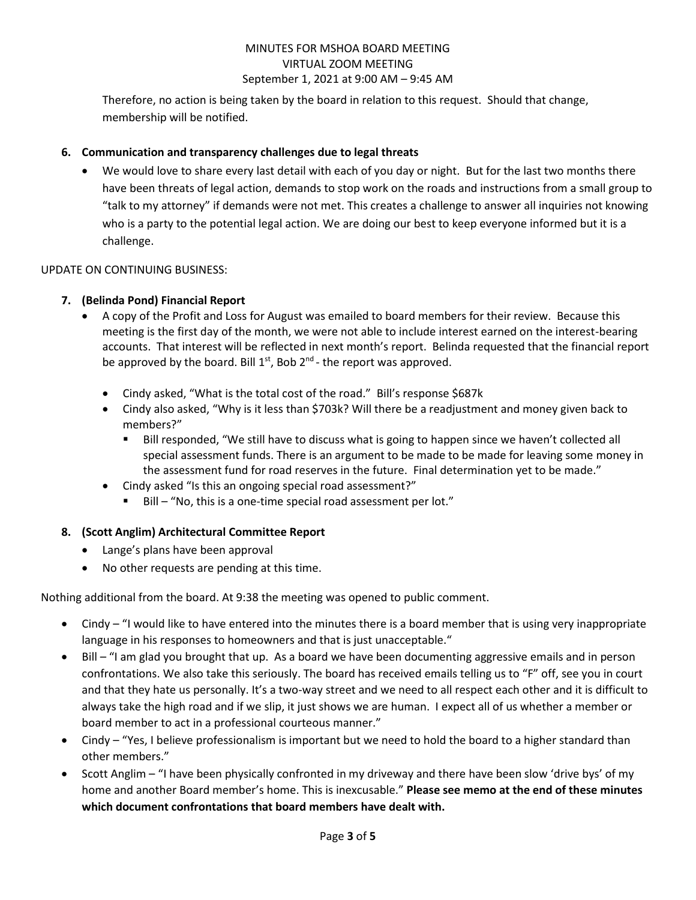Therefore, no action is being taken by the board in relation to this request. Should that change, membership will be notified.

6. **Communication and transparency challenges due to legal threats**
   - We would love to share every last detail with each of you day or night. But for the last two months there have been threats of legal action, demands to stop work on the roads and instructions from a small group to "talk to my attorney" if demands were not met. This creates a challenge to answer all inquiries not knowing who is a party to the potential legal action. We are doing our best to keep everyone informed but it is a challenge.

UPDATE ON CONTINUING BUSINESS:

7. **(Belinda Pond) Financial Report**
   - A copy of the Profit and Loss for August was emailed to board members for their review. Because this meeting is the first day of the month, we were not able to include interest earned on the interest-bearing accounts. That interest will be reflected in next month's report. Belinda requested that the financial report be approved by the board. Bill 1st, Bob 2nd - the report was approved.
     - Cindy asked, "What is the total cost of the road." Bill's response $687k
     - Cindy also asked, "Why is it less than $703k? Will there be a readjustment and money given back to members?"
       - Bill responded, "We still have to discuss what is going to happen since we haven't collected all special assessment funds. There is an argument to be made to be made for leaving some money in the assessment fund for road reserves in the future. Final determination yet to be made."
     - Cindy asked "Is this an ongoing special road assessment?"
       - Bill – "No, this is a one-time special road assessment per lot."

8. **(Scott Anglim) Architectural Committee Report**
   - Lange's plans have been approval
   - No other requests are pending at this time.

Nothing additional from the board. At 9:38 the meeting was opened to public comment.

- Cindy – "I would like to have entered into the minutes there is a board member that is using very inappropriate language in his responses to homeowners and that is just unacceptable."
- Bill – "I am glad you brought that up. As a board we have been documenting aggressive emails and in person confrontations. We also take this seriously. The board has received emails telling us to "F" off, see you in court and that they hate us personally. It's a two-way street and we need to all respect each other and it is difficult to always take the high road and if we slip, it just shows we are human. I expect all of us whether a member or board member to act in a professional courteous manner."
- Cindy – "Yes, I believe professionalism is important but we need to hold the board to a higher standard than other members."
- Scott Anglim – "I have been physically confronted in my driveway and there have been slow 'drive bys' of my home and another Board member's home. This is inexcusable." **Please see memo at the end of these minutes which document confrontations that board members have dealt with.**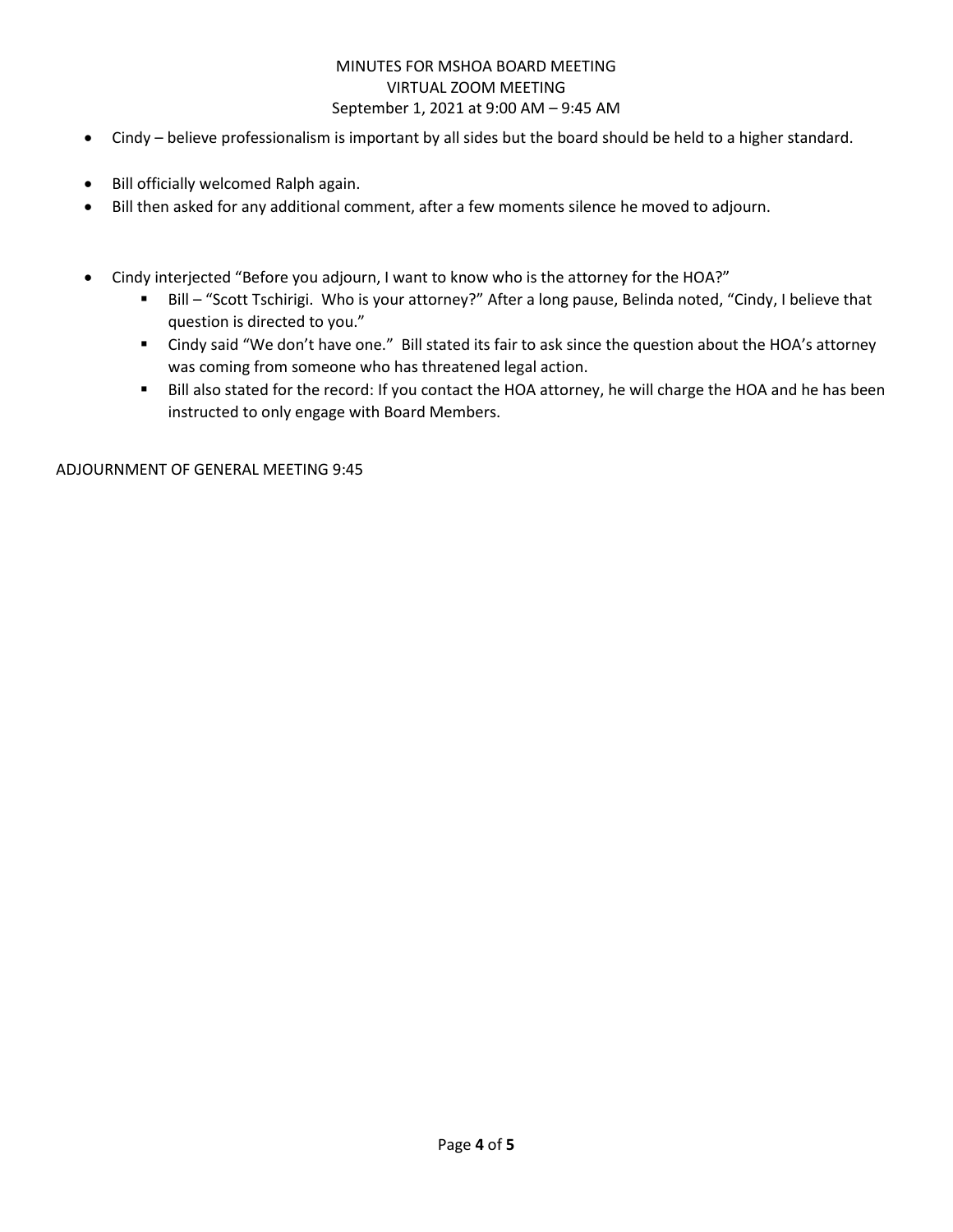- Cindy – believe professionalism is important by all sides but the board should be held to a higher standard.

- Bill officially welcomed Ralph again.
- Bill then asked for any additional comment, after a few moments silence he moved to adjourn.

- Cindy interjected "Before you adjourn, I want to know who is the attorney for the HOA?"
  - Bill – "Scott Tschirigi. Who is your attorney?" After a long pause, Belinda noted, "Cindy, I believe that question is directed to you."
  - Cindy said "We don't have one." Bill stated its fair to ask since the question about the HOA's attorney was coming from someone who has threatened legal action.
  - Bill also stated for the record: If you contact the HOA attorney, he will charge the HOA and he has been instructed to only engage with Board Members.

ADJOURNMENT OF GENERAL MEETING 9:45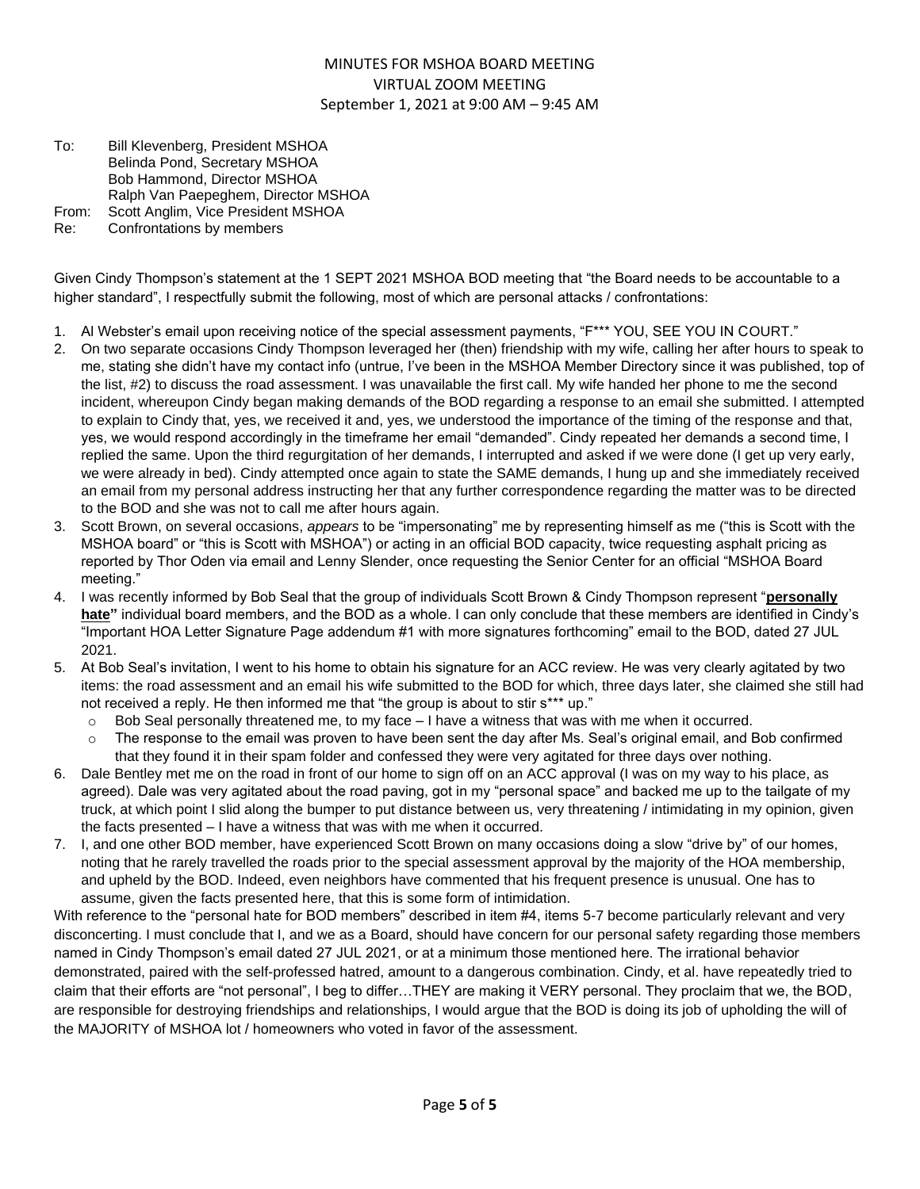MINUTES FOR MSHOA BOARD MEETING
VIRTUAL ZOOM MEETING
September 1, 2021 at 9:00 AM – 9:45 AM

To: Bill Klevenberg, President MSHOA
Belinda Pond, Secretary MSHOA
Bob Hammond, Director MSHOA
Ralph Van Paepeghem, Director MSHOA
From: Scott Anglim, Vice President MSHOA
Re: Confrontations by members

Given Cindy Thompson's statement at the 1 SEPT 2021 MSHOA BOD meeting that "the Board needs to be accountable to a higher standard", I respectfully submit the following, most of which are personal attacks / confrontations:

1. Al Webster's email upon receiving notice of the special assessment payments, "F*** YOU, SEE YOU IN COURT."
2. On two separate occasions Cindy Thompson leveraged her (then) friendship with my wife, calling her after hours to speak to me, stating she didn't have my contact info (untrue, I've been in the MSHOA Member Directory since it was published, top of the list, #2) to discuss the road assessment. I was unavailable the first call. My wife handed her phone to me the second incident, whereupon Cindy began making demands of the BOD regarding a response to an email she submitted. I attempted to explain to Cindy that, yes, we received it and, yes, we understood the importance of the timing of the response and that, yes, we would respond accordingly in the timeframe her email "demanded". Cindy repeated her demands a second time, I replied the same. Upon the third regurgitation of her demands, I interrupted and asked if we were done (I get up very early, we were already in bed). Cindy attempted once again to state the SAME demands, I hung up and she immediately received an email from my personal address instructing her that any further correspondence regarding the matter was to be directed to the BOD and she was not to call me after hours again.
3. Scott Brown, on several occasions, *appears* to be "impersonating" me by representing himself as me ("this is Scott with the MSHOA board" or "this is Scott with MSHOA") or acting in an official BOD capacity, twice requesting asphalt pricing as reported by Thor Oden via email and Lenny Slender, once requesting the Senior Center for an official "MSHOA Board meeting."
4. I was recently informed by Bob Seal that the group of individuals Scott Brown & Cindy Thompson represent "**personally hate**" individual board members, and the BOD as a whole. I can only conclude that these members are identified in Cindy's "Important HOA Letter Signature Page addendum #1 with more signatures forthcoming" email to the BOD, dated 27 JUL 2021.
5. At Bob Seal's invitation, I went to his home to obtain his signature for an ACC review. He was very clearly agitated by two items: the road assessment and an email his wife submitted to the BOD for which, three days later, she claimed she still had not received a reply. He then informed me that "the group is about to stir s*** up."
   - Bob Seal personally threatened me, to my face – I have a witness that was with me when it occurred.
   - The response to the email was proven to have been sent the day after Ms. Seal's original email, and Bob confirmed that they found it in their spam folder and confessed they were very agitated for three days over nothing.
6. Dale Bentley met me on the road in front of our home to sign off on an ACC approval (I was on my way to his place, as agreed). Dale was very agitated about the road paving, got in my "personal space" and backed me up to the tailgate of my truck, at which point I slid along the bumper to put distance between us, very threatening / intimidating in my opinion, given the facts presented – I have a witness that was with me when it occurred.
7. I, and one other BOD member, have experienced Scott Brown on many occasions doing a slow "drive by" of our homes, noting that he rarely travelled the roads prior to the special assessment approval by the majority of the HOA membership, and upheld by the BOD. Indeed, even neighbors have commented that his frequent presence is unusual. One has to assume, given the facts presented here, that this is some form of intimidation.

With reference to the "personal hate for BOD members" described in item #4, items 5-7 become particularly relevant and very disconcerting. I must conclude that I, and we as a Board, should have concern for our personal safety regarding those members named in Cindy Thompson's email dated 27 JUL 2021, or at a minimum those mentioned here. The irrational behavior demonstrated, paired with the self-professed hatred, amount to a dangerous combination. Cindy, et al. have repeatedly tried to claim that their efforts are "not personal", I beg to differ…THEY are making it VERY personal. They proclaim that we, the BOD, are responsible for destroying friendships and relationships, I would argue that the BOD is doing its job of upholding the will of the MAJORITY of MSHOA lot / homeowners who voted in favor of the assessment.